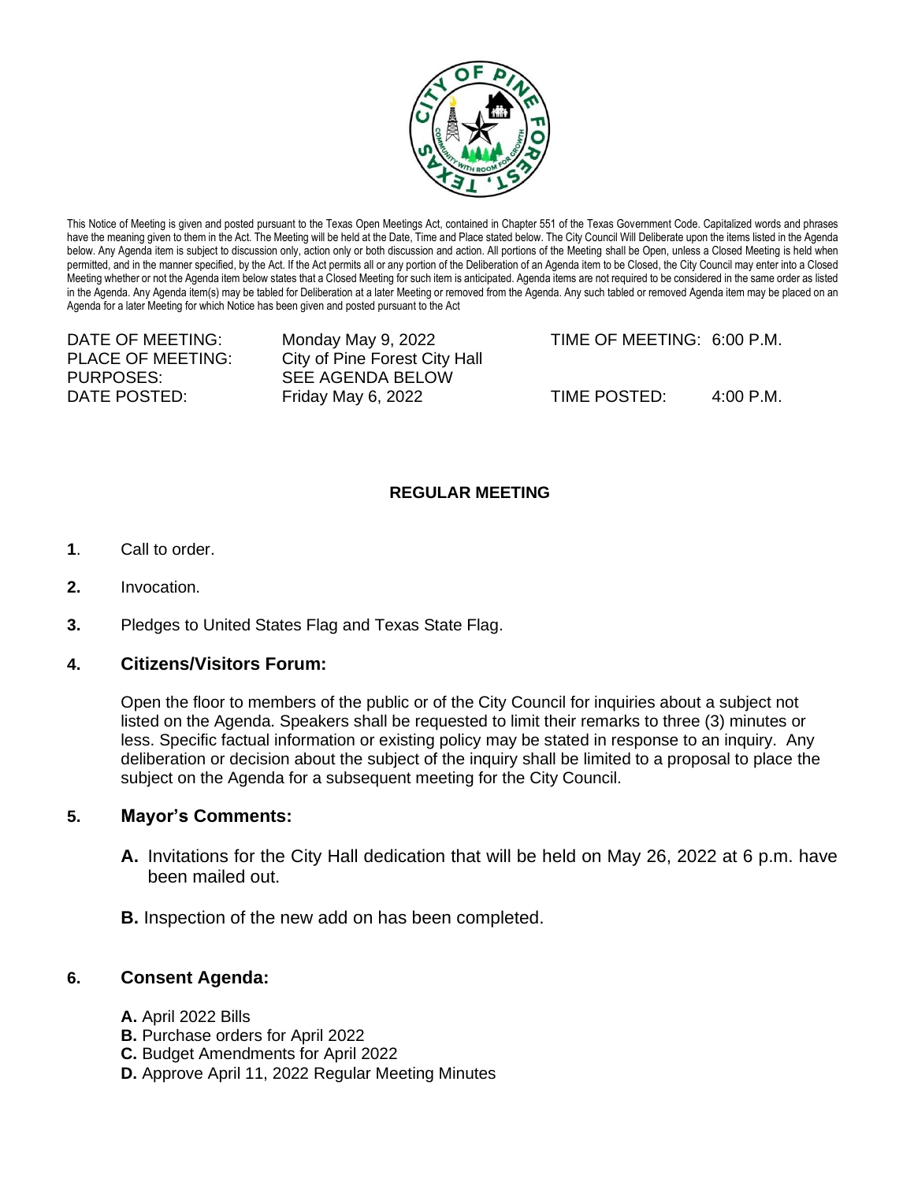This Notice of Meeting is given and posted pursuant to the Texas Open Meetings Act, contained in Chapter 551 of the Texas Government Code. Capitalized words and phrases have the meaning given to them in the Act. The Meeting will be held at the Date, Time and Place stated below. The City Council Will Deliberate upon the items listed in the Agenda below. Any Agenda item is subject to discussion only, action only or both discussion and action. All portions of the Meeting shall be Open, unless a Closed Meeting is held when permitted, and in the manner specified, by the Act. If the Act permits all or any portion of the Deliberation of an Agenda item to be Closed, the City Council may enter into a Closed Meeting whether or not the Agenda item below states that a Closed Meeting for such item is anticipated. Agenda items are not required to be considered in the same order as listed in the Agenda. Any Agenda item(s) may be tabled for Deliberation at a later Meeting or removed from the Agenda. Any such tabled or removed Agenda item may be placed on an Agenda for a later Meeting for which Notice has been given and posted pursuant to the Act

DATE OF MEETING: Monday May 9, 2022 TIME OF MEETING: 6:00 P.M.
PLACE OF MEETING: City of Pine Forest City Hall
PURPOSES: SEE AGENDA BELOW
DATE POSTED: Friday May 6, 2022 TIME POSTED: 4:00 P.M.

**REGULAR MEETING**

**1**. Call to order.

**2.** Invocation.

**3.** Pledges to United States Flag and Texas State Flag.

## 4. Citizens/Visitors Forum:

Open the floor to members of the public or of the City Council for inquiries about a subject not listed on the Agenda. Speakers shall be requested to limit their remarks to three (3) minutes or less. Specific factual information or existing policy may be stated in response to an inquiry. Any deliberation or decision about the subject of the inquiry shall be limited to a proposal to place the subject on the Agenda for a subsequent meeting for the City Council.

## 5. Mayor's Comments:

**A.** Invitations for the City Hall dedication that will be held on May 26, 2022 at 6 p.m. have been mailed out.

**B.** Inspection of the new add on has been completed.

## 6. Consent Agenda:

**A.** April 2022 Bills
**B.** Purchase orders for April 2022
**C.** Budget Amendments for April 2022
**D.** Approve April 11, 2022 Regular Meeting Minutes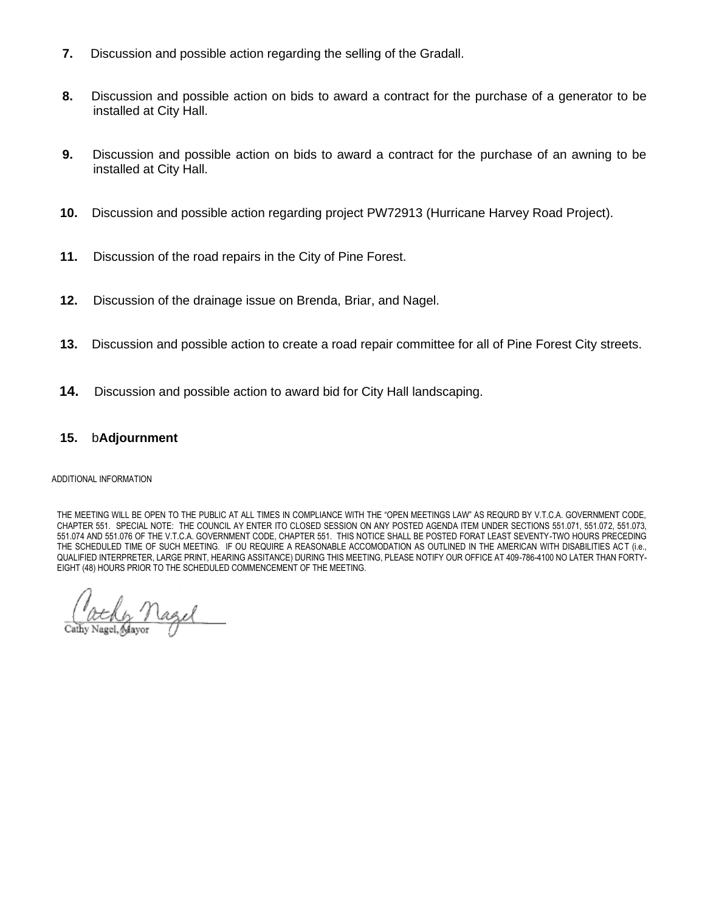**7.** Discussion and possible action regarding the selling of the Gradall.

**8.** Discussion and possible action on bids to award a contract for the purchase of a generator to be installed at City Hall.

**9.** Discussion and possible action on bids to award a contract for the purchase of an awning to be installed at City Hall.

**10.** Discussion and possible action regarding project PW72913 (Hurricane Harvey Road Project).

**11.** Discussion of the road repairs in the City of Pine Forest.

**12.** Discussion of the drainage issue on Brenda, Briar, and Nagel.

**13.** Discussion and possible action to create a road repair committee for all of Pine Forest City streets.

**14.** Discussion and possible action to award bid for City Hall landscaping.

**15.** b**Adjournment**

ADDITIONAL INFORMATION

THE MEETING WILL BE OPEN TO THE PUBLIC AT ALL TIMES IN COMPLIANCE WITH THE "OPEN MEETINGS LAW" AS REQURD BY V.T.C.A. GOVERNMENT CODE, CHAPTER 551. SPECIAL NOTE: THE COUNCIL AY ENTER ITO CLOSED SESSION ON ANY POSTED AGENDA ITEM UNDER SECTIONS 551.071, 551.072, 551.073, 551.074 AND 551.076 OF THE V.T.C.A. GOVERNMENT CODE, CHAPTER 551. THIS NOTICE SHALL BE POSTED FORAT LEAST SEVENTY-TWO HOURS PRECEDING THE SCHEDULED TIME OF SUCH MEETING. IF OU REQUIRE A REASONABLE ACCOMODATION AS OUTLINED IN THE AMERICAN WITH DISABILITIES ACT (i.e., QUALIFIED INTERPRETER, LARGE PRINT, HEARING ASSITANCE) DURING THIS MEETING, PLEASE NOTIFY OUR OFFICE AT 409-786-4100 NO LATER THAN FORTY-EIGHT (48) HOURS PRIOR TO THE SCHEDULED COMMENCEMENT OF THE MEETING.

Cathy Nagel

Cathy Nagel, Mayor